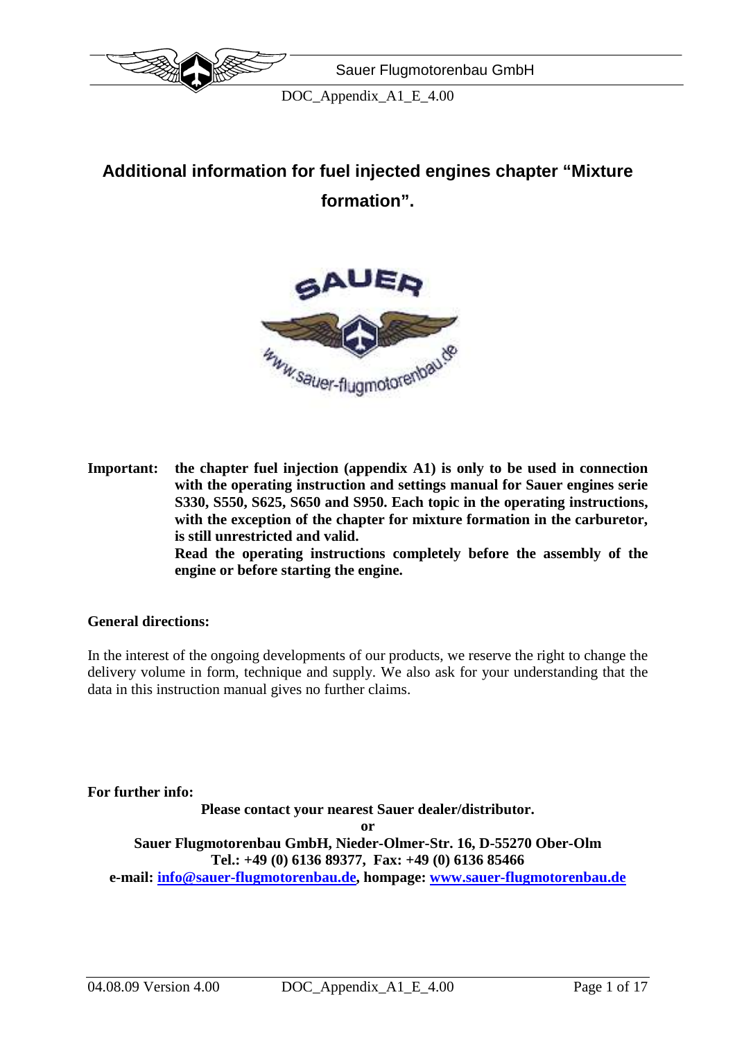# Additional information for fuel injected engines chapter "Mixture formation".

**Important:** **the chapter fuel injection (appendix A1) is only to be used in connection with the operating instruction and settings manual for Sauer engines serie S330, S550, S625, S650 and S950. Each topic in the operating instructions, with the exception of the chapter for mixture formation in the carburetor, is still unrestricted and valid.**
**Read the operating instructions completely before the assembly of the engine or before starting the engine.**

**General directions:**

In the interest of the ongoing developments of our products, we reserve the right to change the delivery volume in form, technique and supply. We also ask for your understanding that the data in this instruction manual gives no further claims.

**For further info:**

**Please contact your nearest Sauer dealer/distributor.**
**or**
**Sauer Flugmotorenbau GmbH, Nieder-Olmer-Str. 16, D-55270 Ober-Olm**
**Tel.: +49 (0) 6136 89377, Fax: +49 (0) 6136 85466**
**e-mail: info@sauer-flugmotorenbau.de, hompage: www.sauer-flugmotorenbau.de**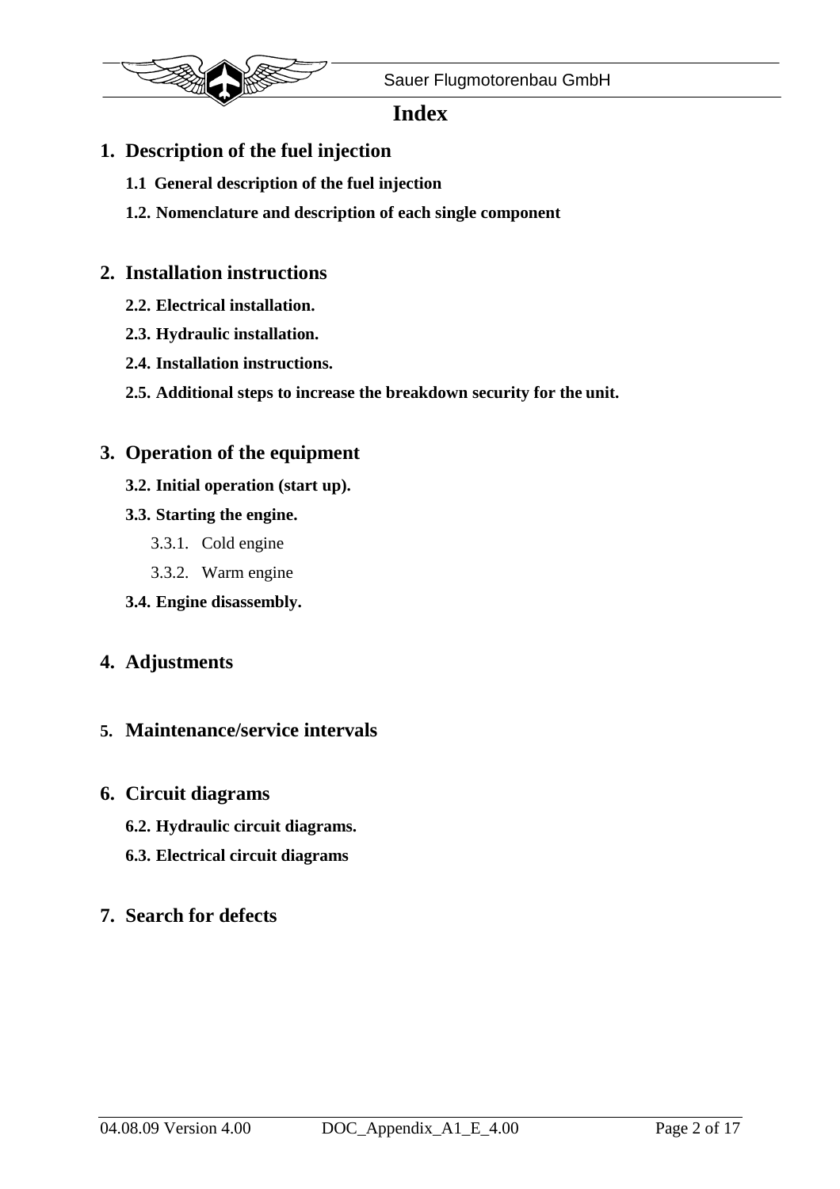# Index

## 1. Description of the fuel injection

**1.1 General description of the fuel injection**

**1.2. Nomenclature and description of each single component**

## 2. Installation instructions

**2.2. Electrical installation.**

**2.3. Hydraulic installation.**

**2.4. Installation instructions.**

**2.5. Additional steps to increase the breakdown security for the unit.**

## 3. Operation of the equipment

**3.2. Initial operation (start up).**

**3.3. Starting the engine.**

3.3.1. Cold engine

3.3.2. Warm engine

**3.4. Engine disassembly.**

## 4. Adjustments

## 5. Maintenance/service intervals

## 6. Circuit diagrams

**6.2. Hydraulic circuit diagrams.**

**6.3. Electrical circuit diagrams**

## 7. Search for defects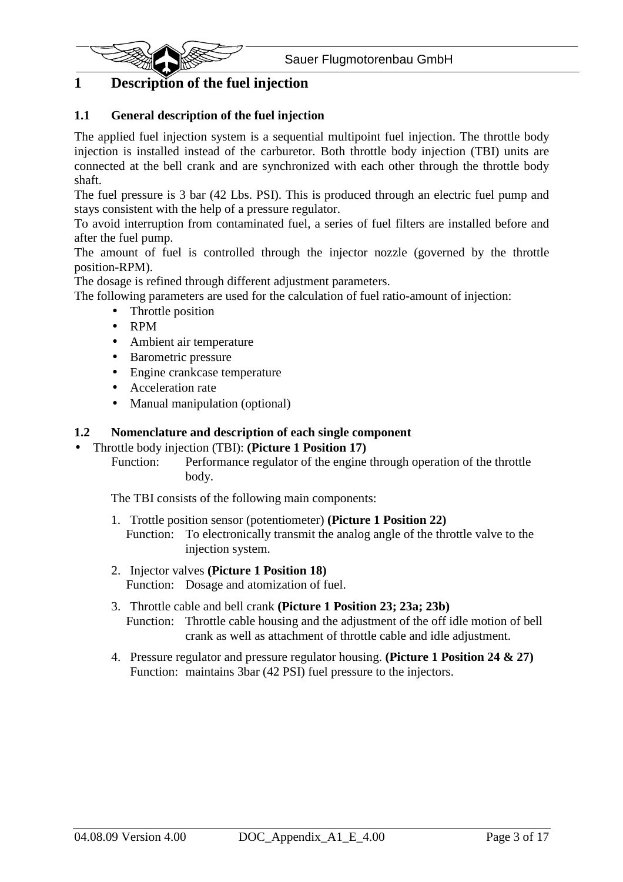# 1 Description of the fuel injection

## 1.1 General description of the fuel injection

The applied fuel injection system is a sequential multipoint fuel injection. The throttle body injection is installed instead of the carburetor. Both throttle body injection (TBI) units are connected at the bell crank and are synchronized with each other through the throttle body shaft.

The fuel pressure is 3 bar (42 Lbs. PSI). This is produced through an electric fuel pump and stays consistent with the help of a pressure regulator.

To avoid interruption from contaminated fuel, a series of fuel filters are installed before and after the fuel pump.

The amount of fuel is controlled through the injector nozzle (governed by the throttle position-RPM).

The dosage is refined through different adjustment parameters.

The following parameters are used for the calculation of fuel ratio-amount of injection:

- Throttle position
- RPM
- Ambient air temperature
- Barometric pressure
- Engine crankcase temperature
- Acceleration rate
- Manual manipulation (optional)

## 1.2 Nomenclature and description of each single component

- Throttle body injection (TBI): **(Picture 1 Position 17)**

  Function: Performance regulator of the engine through operation of the throttle body.

  The TBI consists of the following main components:

  1. Trottle position sensor (potentiometer) **(Picture 1 Position 22)**

     Function: To electronically transmit the analog angle of the throttle valve to the injection system.

  2. Injector valves **(Picture 1 Position 18)**

     Function: Dosage and atomization of fuel.

  3. Throttle cable and bell crank **(Picture 1 Position 23; 23a; 23b)**

     Function: Throttle cable housing and the adjustment of the off idle motion of bell crank as well as attachment of throttle cable and idle adjustment.

  4. Pressure regulator and pressure regulator housing. **(Picture 1 Position 24 & 27)**

     Function: maintains 3bar (42 PSI) fuel pressure to the injectors.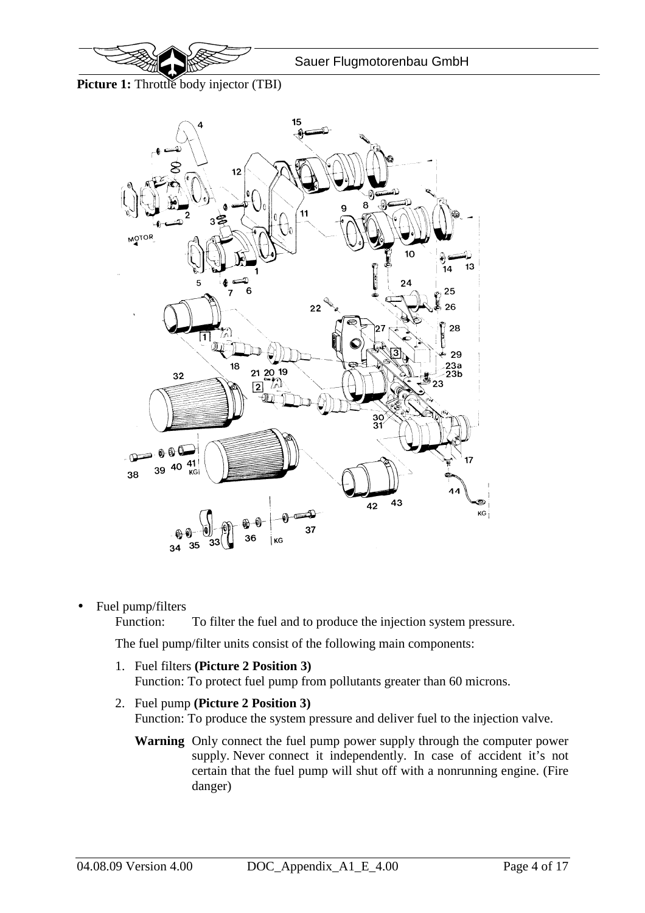**Picture 1:** Throttle body injector (TBI)

- Fuel pump/filters

  Function: To filter the fuel and to produce the injection system pressure.

  The fuel pump/filter units consist of the following main components:

  1. Fuel filters **(Picture 2 Position 3)**
     Function: To protect fuel pump from pollutants greater than 60 microns.
  2. Fuel pump **(Picture 2 Position 3)**
     Function: To produce the system pressure and deliver fuel to the injection valve.

     **Warning** Only connect the fuel pump power supply through the computer power supply. Never connect it independently. In case of accident it's not certain that the fuel pump will shut off with a nonrunning engine. (Fire danger)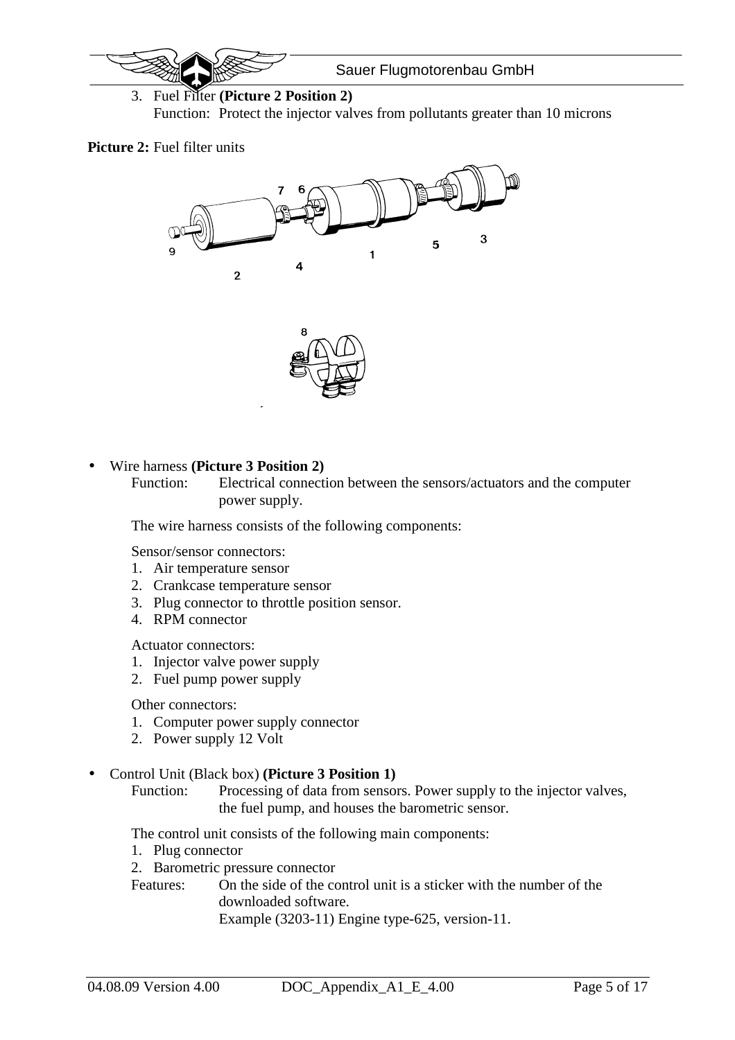3. Fuel Filter **(Picture 2 Position 2)**
   Function: Protect the injector valves from pollutants greater than 10 microns

**Picture 2:** Fuel filter units

- Wire harness **(Picture 3 Position 2)**
  Function: Electrical connection between the sensors/actuators and the computer power supply.

  The wire harness consists of the following components:

  Sensor/sensor connectors:
  1. Air temperature sensor
  2. Crankcase temperature sensor
  3. Plug connector to throttle position sensor.
  4. RPM connector

  Actuator connectors:
  1. Injector valve power supply
  2. Fuel pump power supply

  Other connectors:
  1. Computer power supply connector
  2. Power supply 12 Volt

- Control Unit (Black box) **(Picture 3 Position 1)**
  Function: Processing of data from sensors. Power supply to the injector valves, the fuel pump, and houses the barometric sensor.

  The control unit consists of the following main components:
  1. Plug connector
  2. Barometric pressure connector

  Features: On the side of the control unit is a sticker with the number of the downloaded software.
  Example (3203-11) Engine type-625, version-11.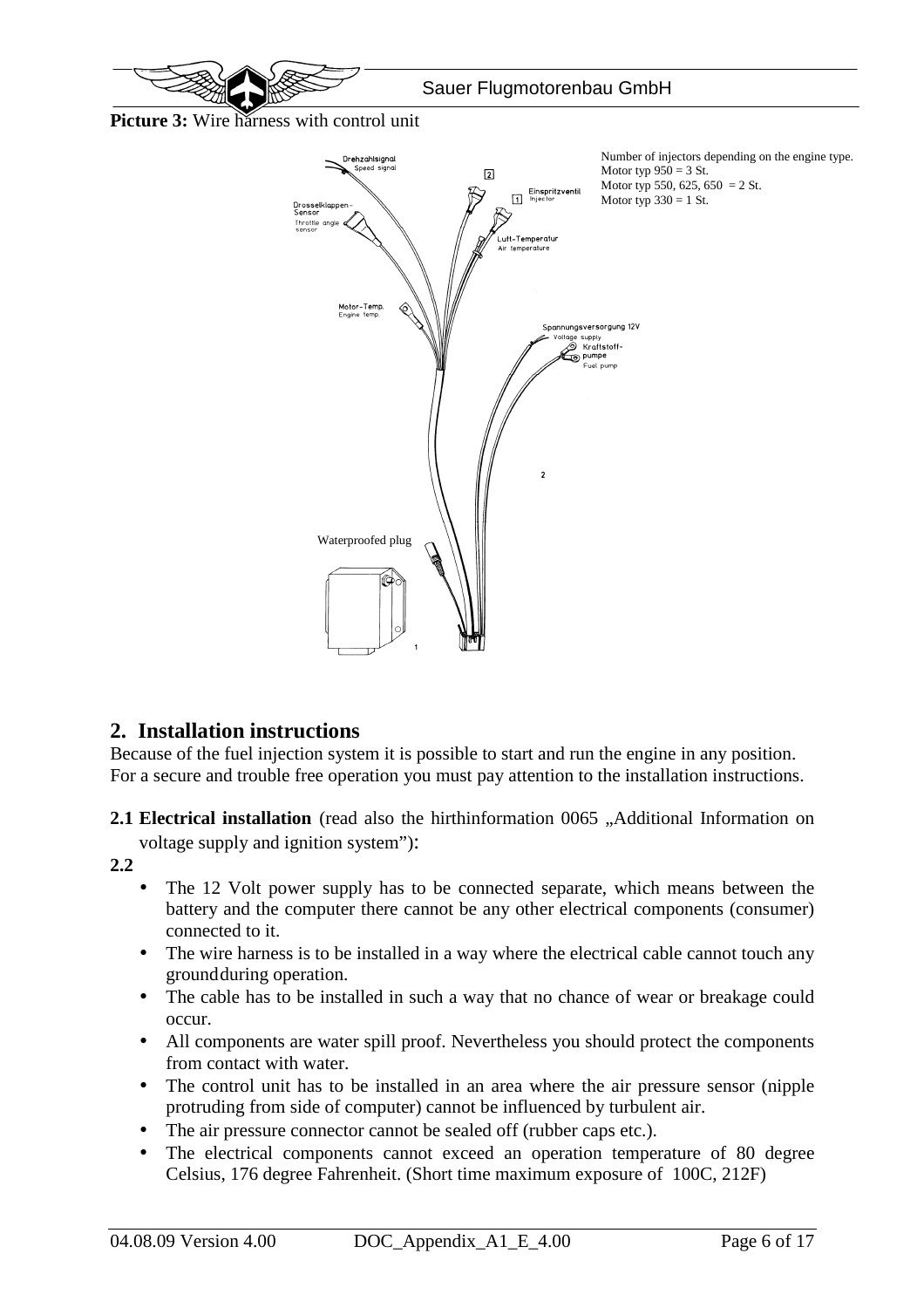**Picture 3:** Wire harness with control unit

Number of injectors depending on the engine type.
Motor typ 950 = 3 St.
Motor typ 550, 625, 650 = 2 St.
Motor typ 330 = 1 St.

Drehzahlsignal
Speed signal

Drosselklappen-Sensor
Throttle angle sensor

Einspritzventil
Injector

Luft-Temperatur
Air temperature

Motor-Temp.
Engine temp.

Spannungsversorgung 12V
Voltage supply

Kraftstoff-pumpe
Fuel pump

Waterproofed plug

## 2. Installation instructions

Because of the fuel injection system it is possible to start and run the engine in any position.
For a secure and trouble free operation you must pay attention to the installation instructions.

**2.1 Electrical installation** (read also the hirthinformation 0065 „Additional Information on voltage supply and ignition system"):

**2.2**

- The 12 Volt power supply has to be connected separate, which means between the battery and the computer there cannot be any other electrical components (consumer) connected to it.
- The wire harness is to be installed in a way where the electrical cable cannot touch any ground during operation.
- The cable has to be installed in such a way that no chance of wear or breakage could occur.
- All components are water spill proof. Nevertheless you should protect the components from contact with water.
- The control unit has to be installed in an area where the air pressure sensor (nipple protruding from side of computer) cannot be influenced by turbulent air.
- The air pressure connector cannot be sealed off (rubber caps etc.).
- The electrical components cannot exceed an operation temperature of 80 degree Celsius, 176 degree Fahrenheit. (Short time maximum exposure of 100C, 212F)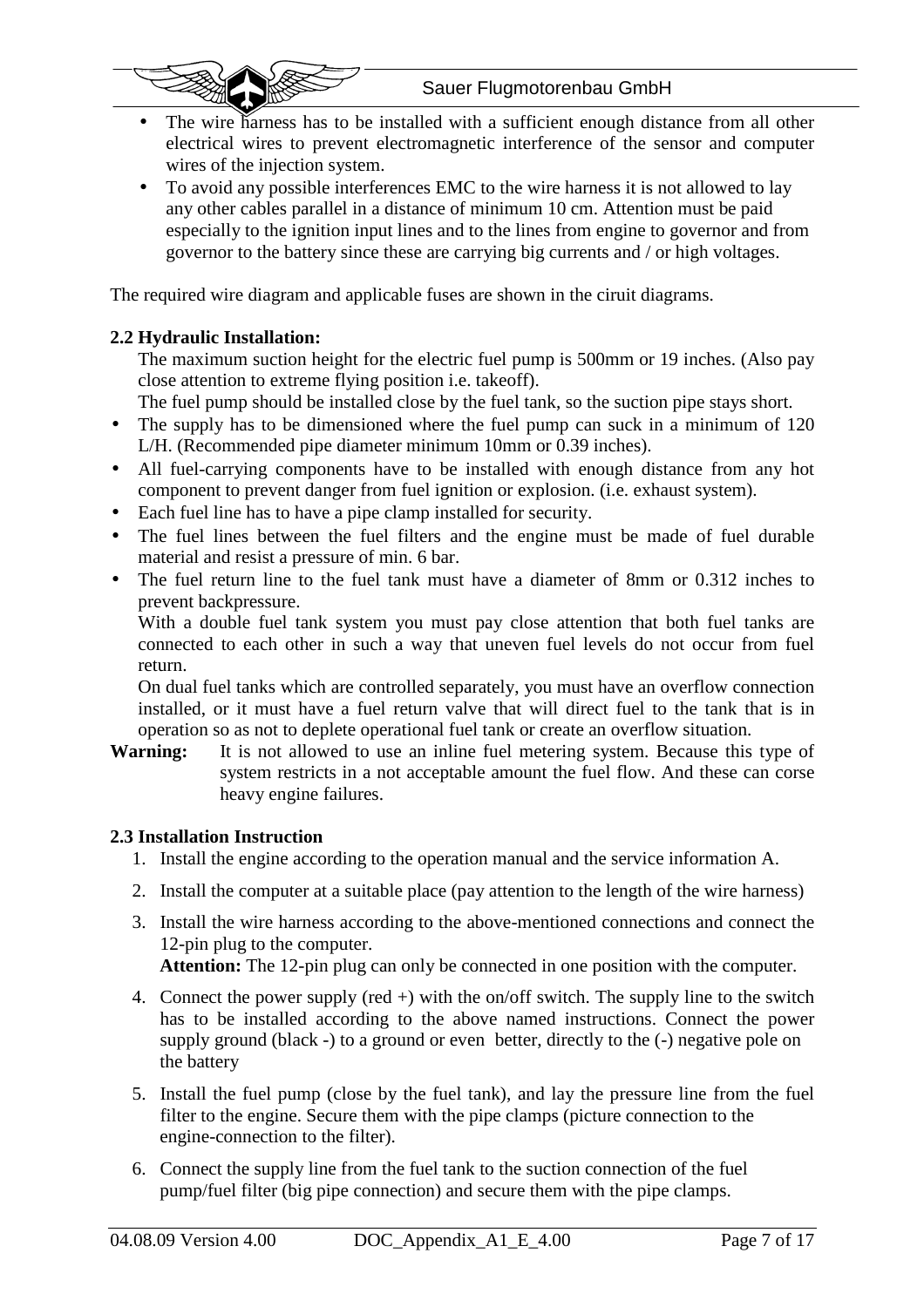- The wire harness has to be installed with a sufficient enough distance from all other electrical wires to prevent electromagnetic interference of the sensor and computer wires of the injection system.
- To avoid any possible interferences EMC to the wire harness it is not allowed to lay any other cables parallel in a distance of minimum 10 cm. Attention must be paid especially to the ignition input lines and to the lines from engine to governor and from governor to the battery since these are carrying big currents and / or high voltages.

The required wire diagram and applicable fuses are shown in the ciruit diagrams.

**2.2 Hydraulic Installation:**

The maximum suction height for the electric fuel pump is 500mm or 19 inches. (Also pay close attention to extreme flying position i.e. takeoff).

The fuel pump should be installed close by the fuel tank, so the suction pipe stays short.

- The supply has to be dimensioned where the fuel pump can suck in a minimum of 120 L/H. (Recommended pipe diameter minimum 10mm or 0.39 inches).
- All fuel-carrying components have to be installed with enough distance from any hot component to prevent danger from fuel ignition or explosion. (i.e. exhaust system).
- Each fuel line has to have a pipe clamp installed for security.
- The fuel lines between the fuel filters and the engine must be made of fuel durable material and resist a pressure of min. 6 bar.
- The fuel return line to the fuel tank must have a diameter of 8mm or 0.312 inches to prevent backpressure.

  With a double fuel tank system you must pay close attention that both fuel tanks are connected to each other in such a way that uneven fuel levels do not occur from fuel return.

  On dual fuel tanks which are controlled separately, you must have an overflow connection installed, or it must have a fuel return valve that will direct fuel to the tank that is in operation so as not to deplete operational fuel tank or create an overflow situation.

**Warning:** It is not allowed to use an inline fuel metering system. Because this type of system restricts in a not acceptable amount the fuel flow. And these can corse heavy engine failures.

**2.3 Installation Instruction**

1. Install the engine according to the operation manual and the service information A.
2. Install the computer at a suitable place (pay attention to the length of the wire harness)
3. Install the wire harness according to the above-mentioned connections and connect the 12-pin plug to the computer.

   **Attention:** The 12-pin plug can only be connected in one position with the computer.
4. Connect the power supply (red +) with the on/off switch. The supply line to the switch has to be installed according to the above named instructions. Connect the power supply ground (black -) to a ground or even better, directly to the (-) negative pole on the battery
5. Install the fuel pump (close by the fuel tank), and lay the pressure line from the fuel filter to the engine. Secure them with the pipe clamps (picture connection to the engine-connection to the filter).
6. Connect the supply line from the fuel tank to the suction connection of the fuel pump/fuel filter (big pipe connection) and secure them with the pipe clamps.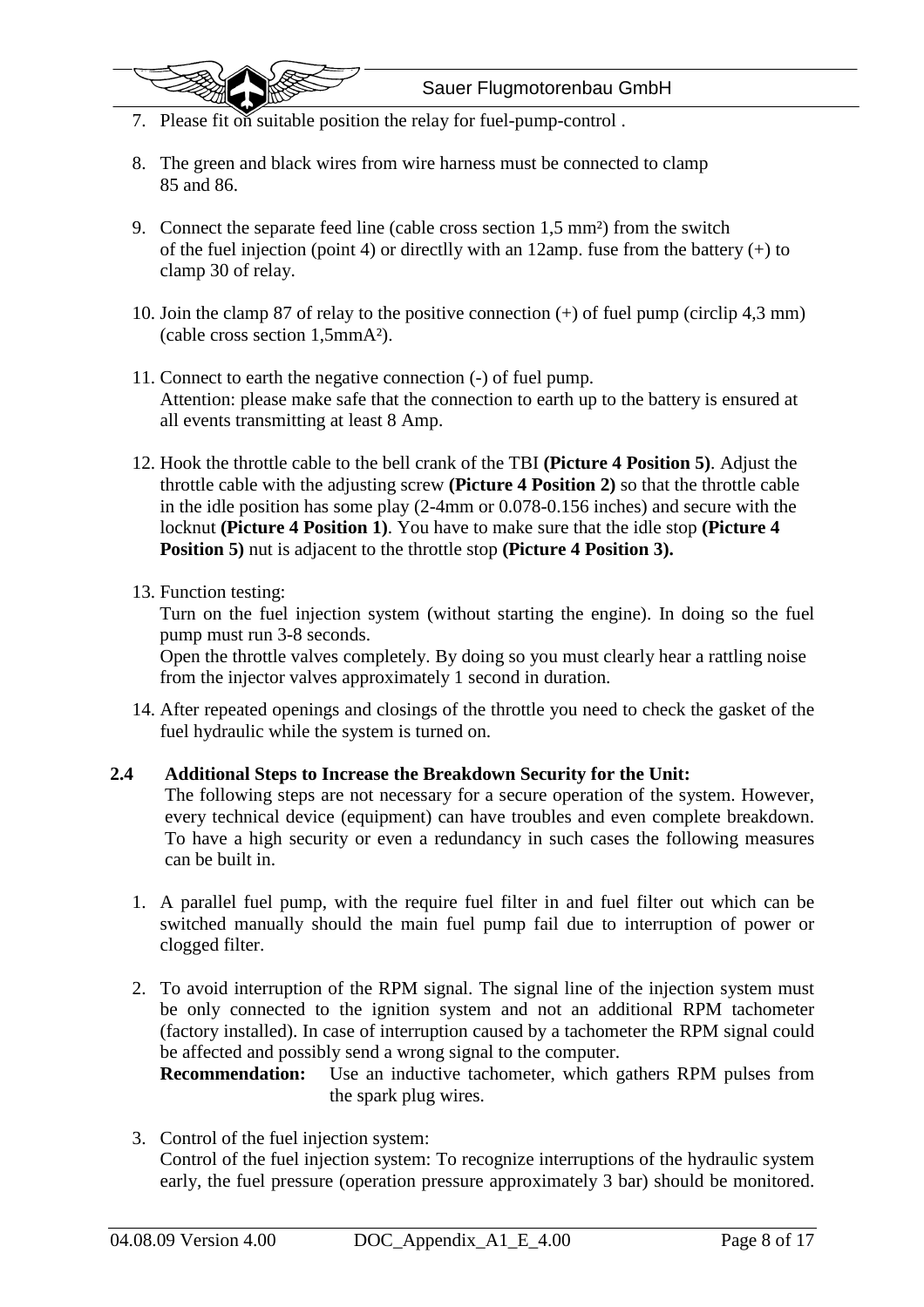7. Please fit on suitable position the relay for fuel-pump-control .

8. The green and black wires from wire harness must be connected to clamp 85 and 86.

9. Connect the separate feed line (cable cross section 1,5 mm²) from the switch of the fuel injection (point 4) or directlly with an 12amp. fuse from the battery (+) to clamp 30 of relay.

10. Join the clamp 87 of relay to the positive connection (+) of fuel pump (circlip 4,3 mm) (cable cross section 1,5mmA²).

11. Connect to earth the negative connection (-) of fuel pump.
    Attention: please make safe that the connection to earth up to the battery is ensured at all events transmitting at least 8 Amp.

12. Hook the throttle cable to the bell crank of the TBI **(Picture 4 Position 5)**. Adjust the throttle cable with the adjusting screw **(Picture 4 Position 2)** so that the throttle cable in the idle position has some play (2-4mm or 0.078-0.156 inches) and secure with the locknut **(Picture 4 Position 1)**. You have to make sure that the idle stop **(Picture 4 Position 5)** nut is adjacent to the throttle stop **(Picture 4 Position 3).**

13. Function testing:
    Turn on the fuel injection system (without starting the engine). In doing so the fuel pump must run 3-8 seconds.
    Open the throttle valves completely. By doing so you must clearly hear a rattling noise from the injector valves approximately 1 second in duration.

14. After repeated openings and closings of the throttle you need to check the gasket of the fuel hydraulic while the system is turned on.

### 2.4 Additional Steps to Increase the Breakdown Security for the Unit:

The following steps are not necessary for a secure operation of the system. However, every technical device (equipment) can have troubles and even complete breakdown. To have a high security or even a redundancy in such cases the following measures can be built in.

1. A parallel fuel pump, with the require fuel filter in and fuel filter out which can be switched manually should the main fuel pump fail due to interruption of power or clogged filter.

2. To avoid interruption of the RPM signal. The signal line of the injection system must be only connected to the ignition system and not an additional RPM tachometer (factory installed). In case of interruption caused by a tachometer the RPM signal could be affected and possibly send a wrong signal to the computer.
   **Recommendation:** Use an inductive tachometer, which gathers RPM pulses from the spark plug wires.

3. Control of the fuel injection system:
   Control of the fuel injection system: To recognize interruptions of the hydraulic system early, the fuel pressure (operation pressure approximately 3 bar) should be monitored.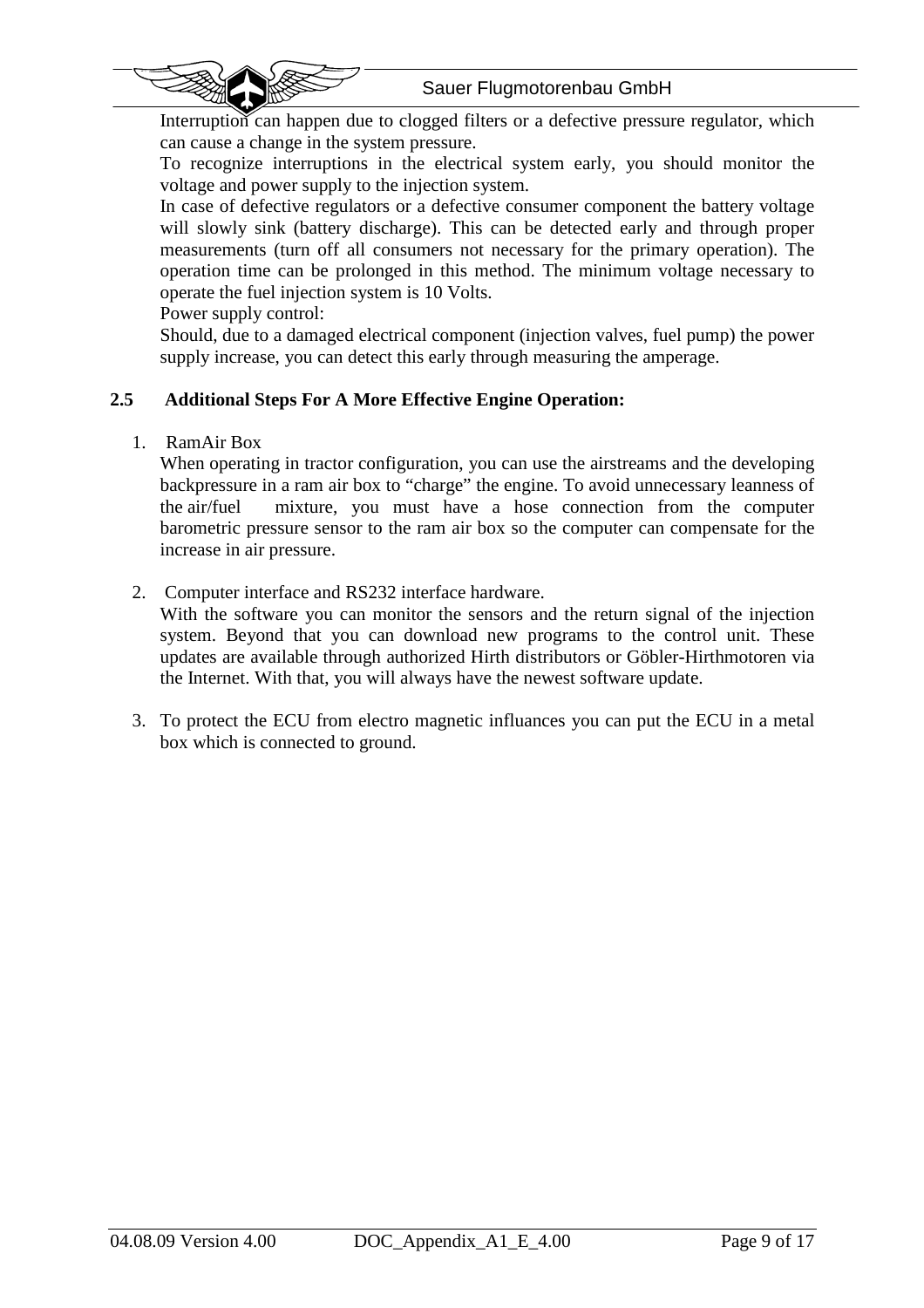Interruption can happen due to clogged filters or a defective pressure regulator, which can cause a change in the system pressure.

To recognize interruptions in the electrical system early, you should monitor the voltage and power supply to the injection system.

In case of defective regulators or a defective consumer component the battery voltage will slowly sink (battery discharge). This can be detected early and through proper measurements (turn off all consumers not necessary for the primary operation). The operation time can be prolonged in this method. The minimum voltage necessary to operate the fuel injection system is 10 Volts.

Power supply control:

Should, due to a damaged electrical component (injection valves, fuel pump) the power supply increase, you can detect this early through measuring the amperage.

### 2.5 Additional Steps For A More Effective Engine Operation:

1. RamAir Box

   When operating in tractor configuration, you can use the airstreams and the developing backpressure in a ram air box to "charge" the engine. To avoid unnecessary leanness of the air/fuel mixture, you must have a hose connection from the computer barometric pressure sensor to the ram air box so the computer can compensate for the increase in air pressure.

2. Computer interface and RS232 interface hardware.

   With the software you can monitor the sensors and the return signal of the injection system. Beyond that you can download new programs to the control unit. These updates are available through authorized Hirth distributors or Göbler-Hirthmotoren via the Internet. With that, you will always have the newest software update.

3. To protect the ECU from electro magnetic influances you can put the ECU in a metal box which is connected to ground.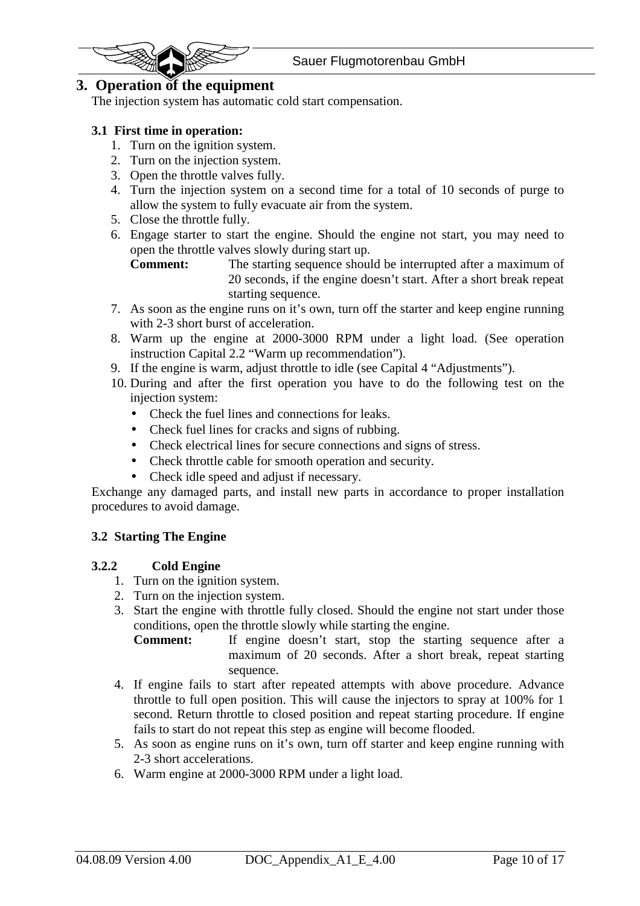## 3. Operation of the equipment

The injection system has automatic cold start compensation.

### 3.1 First time in operation:

1. Turn on the ignition system.
2. Turn on the injection system.
3. Open the throttle valves fully.
4. Turn the injection system on a second time for a total of 10 seconds of purge to allow the system to fully evacuate air from the system.
5. Close the throttle fully.
6. Engage starter to start the engine. Should the engine not start, you may need to open the throttle valves slowly during start up.

   **Comment:** The starting sequence should be interrupted after a maximum of 20 seconds, if the engine doesn't start. After a short break repeat starting sequence.
7. As soon as the engine runs on it's own, turn off the starter and keep engine running with 2-3 short burst of acceleration.
8. Warm up the engine at 2000-3000 RPM under a light load. (See operation instruction Capital 2.2 "Warm up recommendation").
9. If the engine is warm, adjust throttle to idle (see Capital 4 "Adjustments").
10. During and after the first operation you have to do the following test on the injection system:
    - Check the fuel lines and connections for leaks.
    - Check fuel lines for cracks and signs of rubbing.
    - Check electrical lines for secure connections and signs of stress.
    - Check throttle cable for smooth operation and security.
    - Check idle speed and adjust if necessary.

Exchange any damaged parts, and install new parts in accordance to proper installation procedures to avoid damage.

### 3.2 Starting The Engine

#### 3.2.2 Cold Engine

1. Turn on the ignition system.
2. Turn on the injection system.
3. Start the engine with throttle fully closed. Should the engine not start under those conditions, open the throttle slowly while starting the engine.

   **Comment:** If engine doesn't start, stop the starting sequence after a maximum of 20 seconds. After a short break, repeat starting sequence.
4. If engine fails to start after repeated attempts with above procedure. Advance throttle to full open position. This will cause the injectors to spray at 100% for 1 second. Return throttle to closed position and repeat starting procedure. If engine fails to start do not repeat this step as engine will become flooded.
5. As soon as engine runs on it's own, turn off starter and keep engine running with 2-3 short accelerations.
6. Warm engine at 2000-3000 RPM under a light load.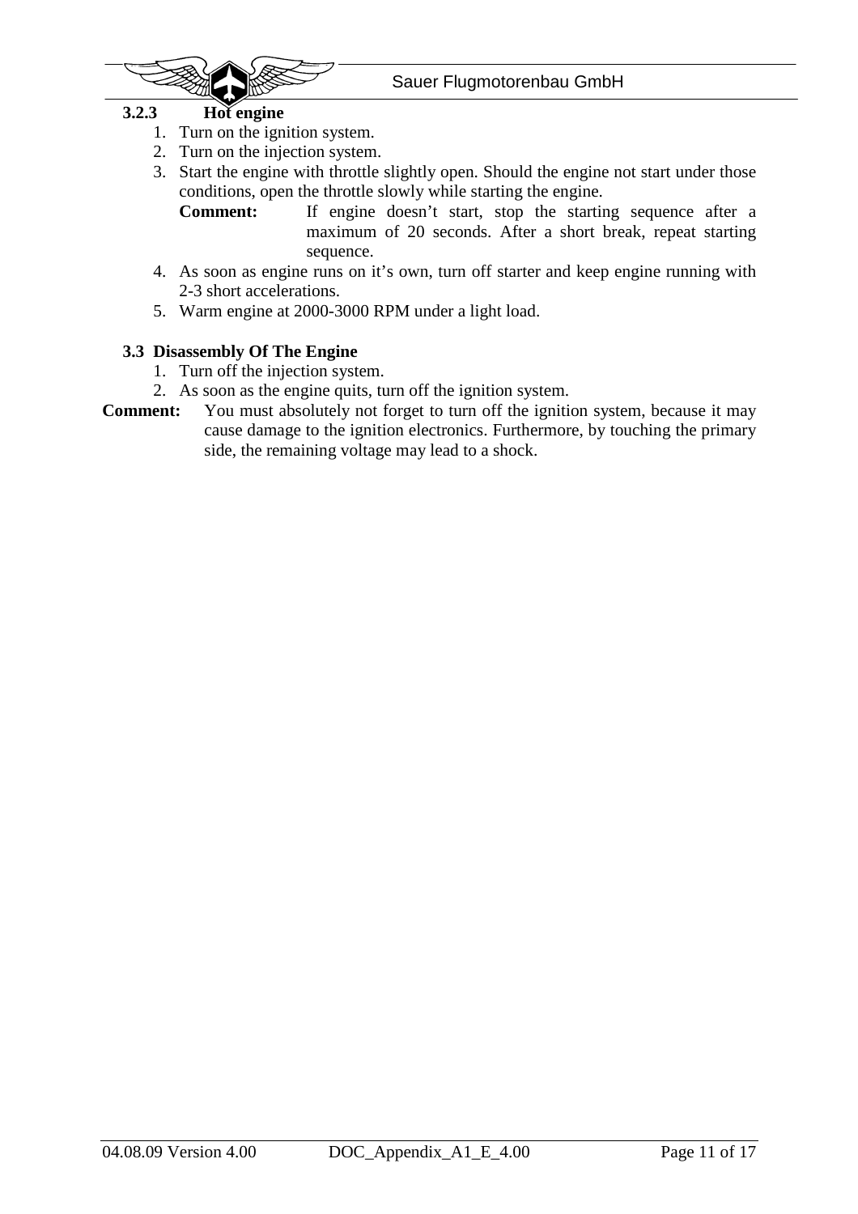### 3.2.3 Hot engine

1. Turn on the ignition system.
2. Turn on the injection system.
3. Start the engine with throttle slightly open. Should the engine not start under those conditions, open the throttle slowly while starting the engine.

   **Comment:** If engine doesn't start, stop the starting sequence after a maximum of 20 seconds. After a short break, repeat starting sequence.

4. As soon as engine runs on it's own, turn off starter and keep engine running with 2-3 short accelerations.
5. Warm engine at 2000-3000 RPM under a light load.

## 3.3 Disassembly Of The Engine

1. Turn off the injection system.
2. As soon as the engine quits, turn off the ignition system.

**Comment:** You must absolutely not forget to turn off the ignition system, because it may cause damage to the ignition electronics. Furthermore, by touching the primary side, the remaining voltage may lead to a shock.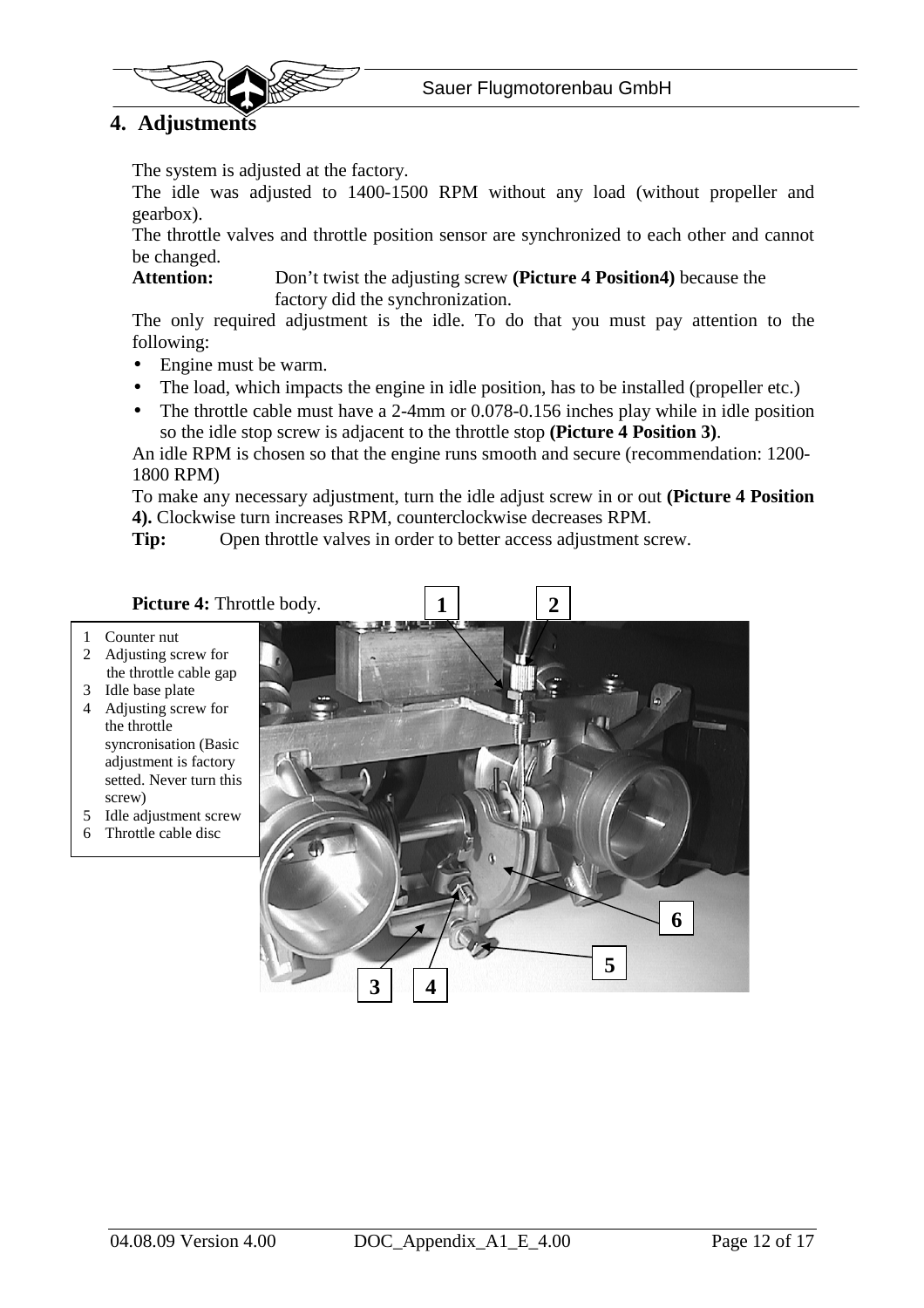## 4. Adjustments

The system is adjusted at the factory.

The idle was adjusted to 1400-1500 RPM without any load (without propeller and gearbox).

The throttle valves and throttle position sensor are synchronized to each other and cannot be changed.

**Attention:** Don't twist the adjusting screw **(Picture 4 Position4)** because the factory did the synchronization.

The only required adjustment is the idle. To do that you must pay attention to the following:

- Engine must be warm.
- The load, which impacts the engine in idle position, has to be installed (propeller etc.)
- The throttle cable must have a 2-4mm or 0.078-0.156 inches play while in idle position so the idle stop screw is adjacent to the throttle stop **(Picture 4 Position 3)**.

An idle RPM is chosen so that the engine runs smooth and secure (recommendation: 1200-1800 RPM)

To make any necessary adjustment, turn the idle adjust screw in or out **(Picture 4 Position 4).** Clockwise turn increases RPM, counterclockwise decreases RPM.

**Tip:** Open throttle valves in order to better access adjustment screw.

**Picture 4:** Throttle body.

1. Counter nut
2. Adjusting screw for the throttle cable gap
3. Idle base plate
4. Adjusting screw for the throttle syncronisation (Basic adjustment is factory setted. Never turn this screw)
5. Idle adjustment screw
6. Throttle cable disc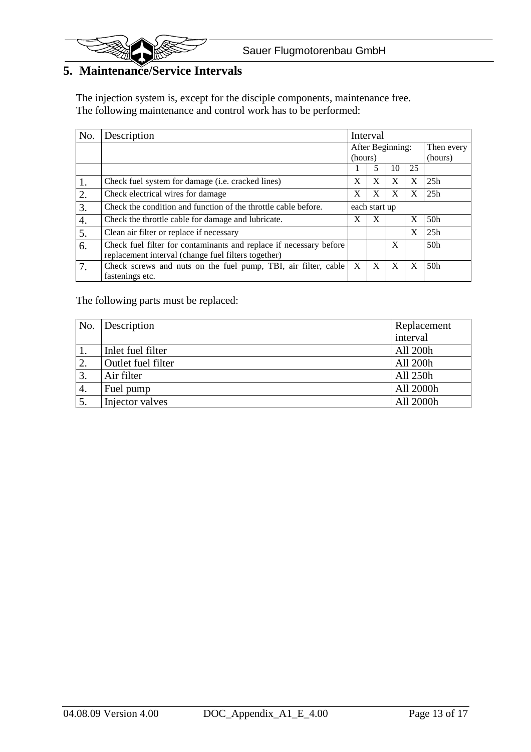## 5. Maintenance/Service Intervals

The injection system is, except for the disciple components, maintenance free.
The following maintenance and control work has to be performed:

| No. | Description | Interval | | | | |
|---|---|---|---|---|---|---|
| | | After Beginning: (hours) | | | | Then every (hours) |
| | | 1 | 5 | 10 | 25 | |
| 1. | Check fuel system for damage (i.e. cracked lines) | X | X | X | X | 25h |
| 2. | Check electrical wires for damage | X | X | X | X | 25h |
| 3. | Check the condition and function of the throttle cable before. | each start up | | | | |
| 4. | Check the throttle cable for damage and lubricate. | X | X | | X | 50h |
| 5. | Clean air filter or replace if necessary | | | | X | 25h |
| 6. | Check fuel filter for contaminants and replace if necessary before replacement interval (change fuel filters together) | | | X | | 50h |
| 7. | Check screws and nuts on the fuel pump, TBI, air filter, cable fastenings etc. | X | X | X | X | 50h |

The following parts must be replaced:

| No. | Description | Replacement interval |
|---|---|---|
| 1. | Inlet fuel filter | All 200h |
| 2. | Outlet fuel filter | All 200h |
| 3. | Air filter | All 250h |
| 4. | Fuel pump | All 2000h |
| 5. | Injector valves | All 2000h |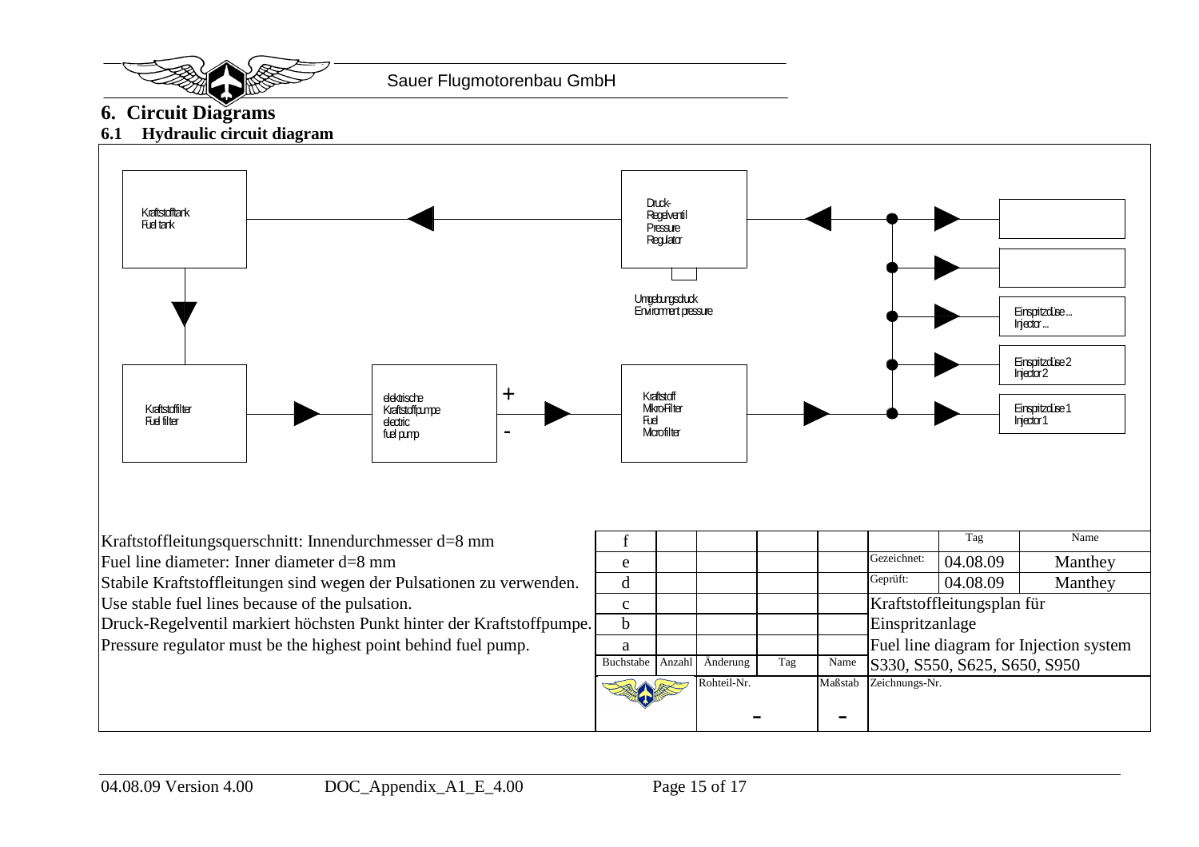## 6. Circuit Diagrams

### 6.1 Hydraulic circuit diagram

Kraftstofftank
Fuel tank

Druck-Regelventil
Pressure Regulator

Umgebungsdruck
Enviroment pressure

Einspritzdüse ...
Injector ...

Einspritzdüse 2
Injector 2

Einspritzdüse 1
Injector 1

Kraftstofffilter
Fuel filter

elektrische Kraftstoffpumpe
electric fuel pump

+

-

Kraftstoff MikroFilter
Fuel Microfilter

Kraftstoffleitungsquerschnitt: Innendurchmesser d=8 mm
Fuel line diameter: Inner diameter d=8 mm
Stabile Kraftstoffleitungen sind wegen der Pulsationen zu verwenden.
Use stable fuel lines because of the pulsation.
Druck-Regelventil markiert höchsten Punkt hinter der Kraftstoffpumpe.
Pressure regulator must be the highest point behind fuel pump.

| f | | | | | | Tag | Name |
|---|---|---|---|---|---|---|---|
| e | | | | | Gezeichnet: | 04.08.09 | Manthey |
| d | | | | | Geprüft: | 04.08.09 | Manthey |
| c | | | | | Kraftstoffleitungsplan für | | |
| b | | | | | Einspritzanlage | | |
| a | | | | | Fuel line diagram for Injection system | | |
| Buchstabe | Anzahl | Änderung | Tag | Name | S330, S550, S625, S650, S950 | | |
| | | Rohteil-Nr. - | | Maßstab - | Zeichnungs-Nr. | | |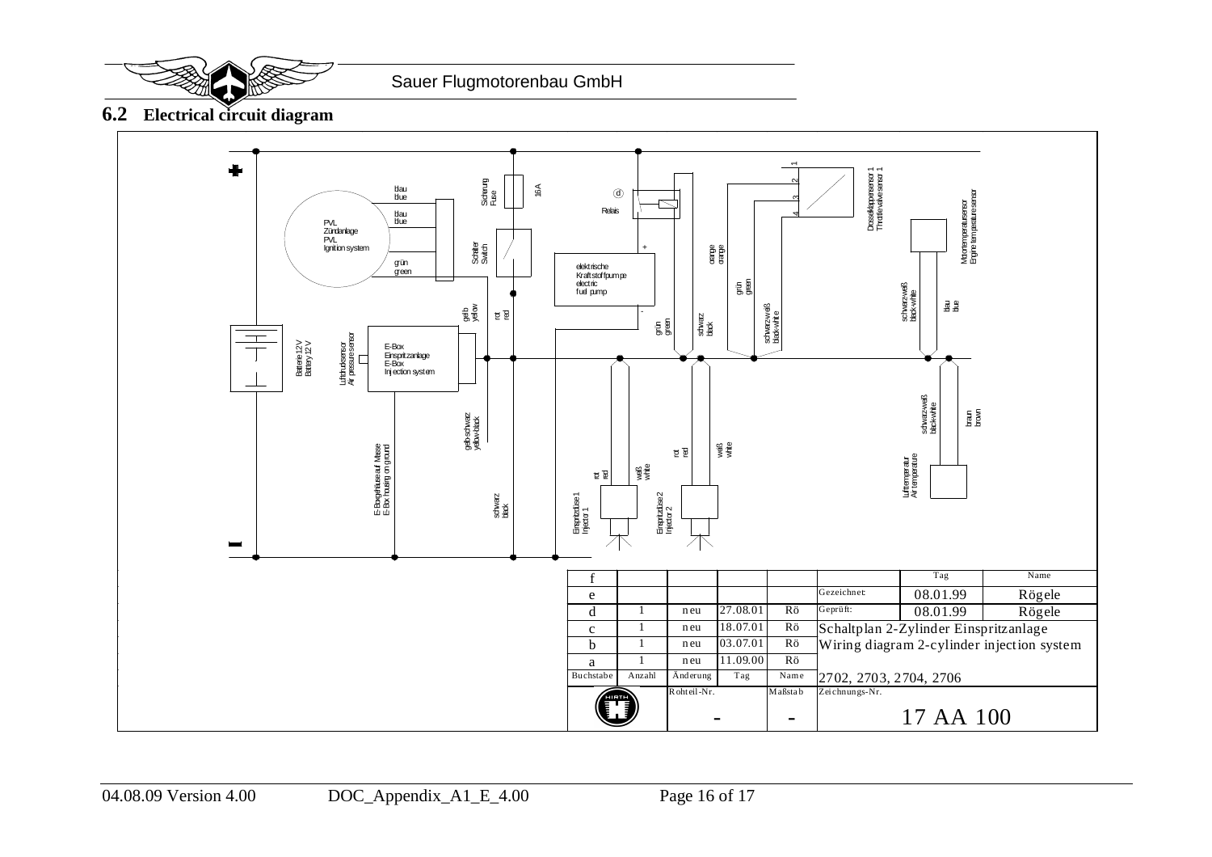## 6.2 Electrical circuit diagram

+

blau
blue

blau
blue

PVL
Zündanlage
PVL
Ignition system

grün
green

Sicherung
Fuse

16A

Schalter
Switch

gelb
yellow

rot
red

d

Relais

+

elektrische
Kraftstoffpumpe
electric
fuel pump

-

grün
green

schwarz
black

orange
orange

grün
green

schwarz-weiß
black-white

1
2
3
4

Drosselklappensensor 1
Throttle valve sensor 1

Motortemperatursensor
Engine temperature sensor

schwarz-weiß
black-white

blau
blue

Batterie 12 V
Battery 12 V

Luftdrucksensor
Air pressure sensor

E-Box
Einspritzanlage
E-Box
Injection system

gelb-schwarz
yellow-black

E-Boxgehäuse auf Masse
E-Box housing on ground

schwarz
black

rot
red

weiß
white

rot
red

weiß
white

Einspritzdüse 1
Injector 1

Einspritzdüse 2
Injector 2

schwarz-weiß
black-white

braun
brown

Lufttemperatur
Air temperature

-

| Buchstabe | Anzahl | Änderung | Tag | Name | | Tag | Name |
|---|---|---|---|---|---|---|---|
| f | | | | | | | |
| e | | | | | Gezeichnet: | 08.01.99 | Rögele |
| d | 1 | neu | 27.08.01 | Rö | Geprüft: | 08.01.99 | Rögele |
| c | 1 | neu | 18.07.01 | Rö | Schaltplan 2-Zylinder Einspritzanlage | | |
| b | 1 | neu | 03.07.01 | Rö | Wiring diagram 2-cylinder injection system | | |
| a | 1 | neu | 11.09.00 | Rö | | | |
| | | | | | 2702, 2703, 2704, 2706 | | |
| HIRTH | | Rohteil-Nr.: - | | Maßstab: - | Zeichnungs-Nr.: 17 AA 100 | | |

04.08.09 Version 4.00 DOC_Appendix_A1_E_4.00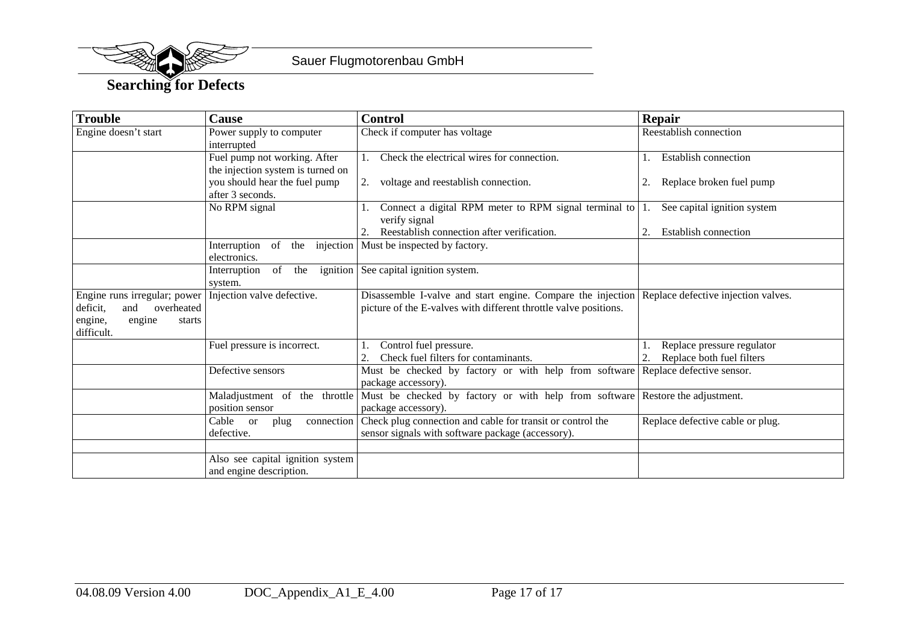# Searching for Defects

| Trouble | Cause | Control | Repair |
|---|---|---|---|
| Engine doesn't start | Power supply to computer interrupted | Check if computer has voltage | Reestablish connection |
| | Fuel pump not working. After the injection system is turned on you should hear the fuel pump after 3 seconds. | 1. Check the electrical wires for connection.<br>2. voltage and reestablish connection. | 1. Establish connection<br>2. Replace broken fuel pump |
| | No RPM signal | 1. Connect a digital RPM meter to RPM signal terminal to verify signal<br>2. Reestablish connection after verification. | 1. See capital ignition system<br>2. Establish connection |
| | Interruption of the injection electronics. | Must be inspected by factory. | |
| | Interruption of the ignition system. | See capital ignition system. | |
| Engine runs irregular; power deficit, and overheated engine, engine starts difficult. | Injection valve defective. | Disassemble I-valve and start engine. Compare the injection picture of the E-valves with different throttle valve positions. | Replace defective injection valves. |
| | Fuel pressure is incorrect. | 1. Control fuel pressure.<br>2. Check fuel filters for contaminants. | 1. Replace pressure regulator<br>2. Replace both fuel filters |
| | Defective sensors | Must be checked by factory or with help from software package accessory). | Replace defective sensor. |
| | Maladjustment of the throttle position sensor | Must be checked by factory or with help from software package accessory). | Restore the adjustment. |
| | Cable or plug connection defective. | Check plug connection and cable for transit or control the sensor signals with software package (accessory). | Replace defective cable or plug. |
| | | | |
| | Also see capital ignition system and engine description. | | |